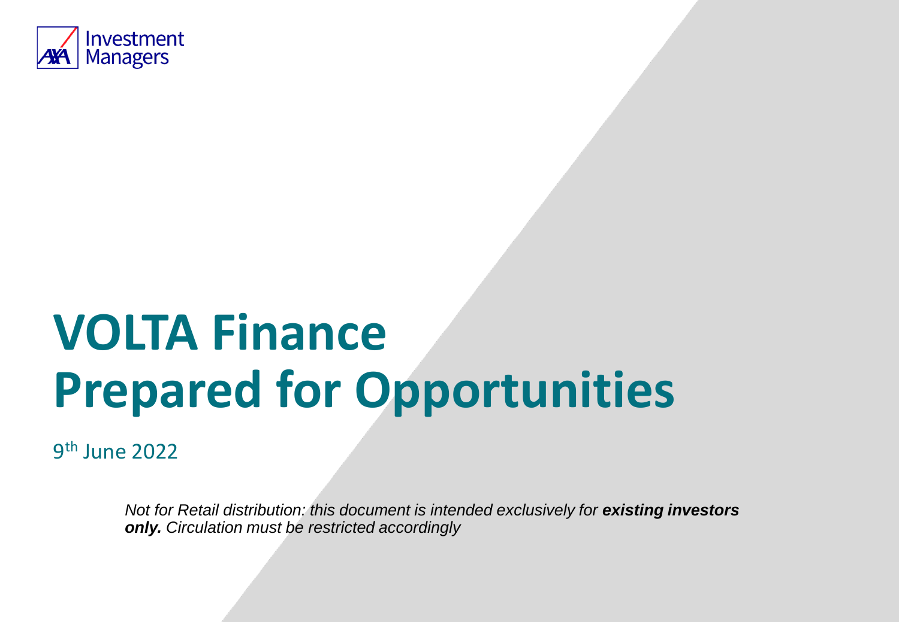AXA Investment Managers

# VOLTA Finance
# Prepared for Opportunities

9th June 2022

*Not for Retail distribution: this document is intended exclusively for* ***existing investors only.*** *Circulation must be restricted accordingly*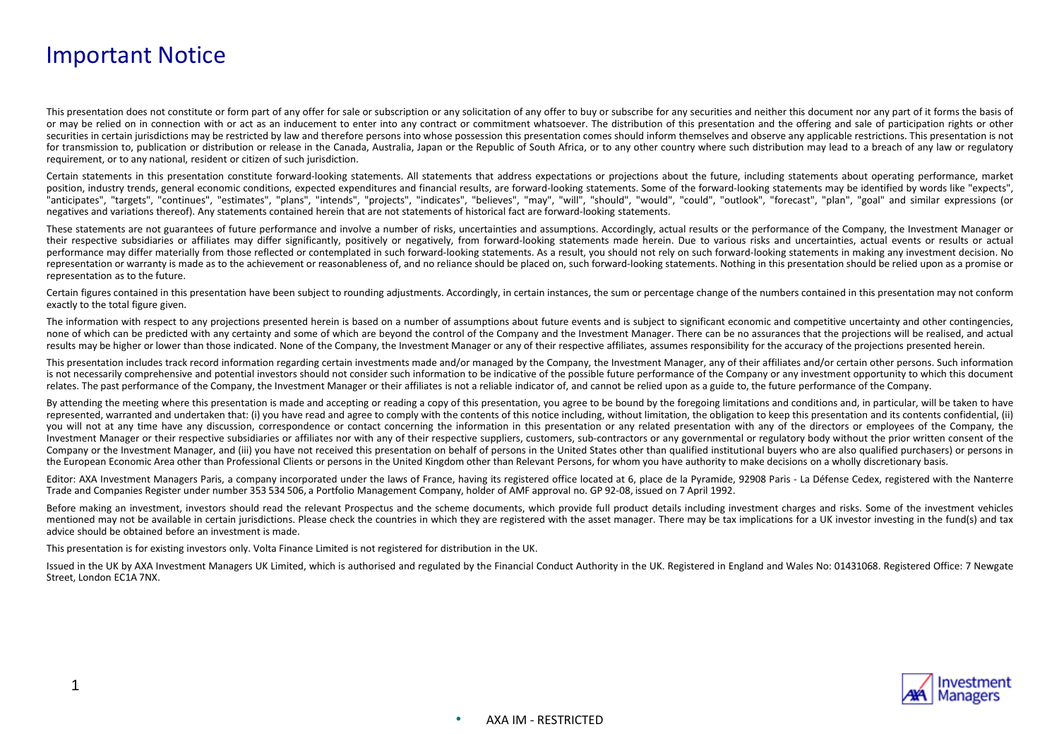# Important Notice

This presentation does not constitute or form part of any offer for sale or subscription or any solicitation of any offer to buy or subscribe for any securities and neither this document nor any part of it forms the basis of or may be relied on in connection with or act as an inducement to enter into any contract or commitment whatsoever. The distribution of this presentation and the offering and sale of participation rights or other securities in certain jurisdictions may be restricted by law and therefore persons into whose possession this presentation comes should inform themselves and observe any applicable restrictions. This presentation is not for transmission to, publication or distribution or release in the Canada, Australia, Japan or the Republic of South Africa, or to any other country where such distribution may lead to a breach of any law or regulatory requirement, or to any national, resident or citizen of such jurisdiction.

Certain statements in this presentation constitute forward-looking statements. All statements that address expectations or projections about the future, including statements about operating performance, market position, industry trends, general economic conditions, expected expenditures and financial results, are forward-looking statements. Some of the forward-looking statements may be identified by words like "expects", "anticipates", "targets", "continues", "estimates", "plans", "intends", "projects", "indicates", "believes", "may", "will", "should", "would", "could", "outlook", "forecast", "plan", "goal" and similar expressions (or negatives and variations thereof). Any statements contained herein that are not statements of historical fact are forward-looking statements.

These statements are not guarantees of future performance and involve a number of risks, uncertainties and assumptions. Accordingly, actual results or the performance of the Company, the Investment Manager or their respective subsidiaries or affiliates may differ significantly, positively or negatively, from forward-looking statements made herein. Due to various risks and uncertainties, actual events or results or actual performance may differ materially from those reflected or contemplated in such forward-looking statements. As a result, you should not rely on such forward-looking statements in making any investment decision. No representation or warranty is made as to the achievement or reasonableness of, and no reliance should be placed on, such forward-looking statements. Nothing in this presentation should be relied upon as a promise or representation as to the future.

Certain figures contained in this presentation have been subject to rounding adjustments. Accordingly, in certain instances, the sum or percentage change of the numbers contained in this presentation may not conform exactly to the total figure given.

The information with respect to any projections presented herein is based on a number of assumptions about future events and is subject to significant economic and competitive uncertainty and other contingencies, none of which can be predicted with any certainty and some of which are beyond the control of the Company and the Investment Manager. There can be no assurances that the projections will be realised, and actual results may be higher or lower than those indicated. None of the Company, the Investment Manager or any of their respective affiliates, assumes responsibility for the accuracy of the projections presented herein.

This presentation includes track record information regarding certain investments made and/or managed by the Company, the Investment Manager, any of their affiliates and/or certain other persons. Such information is not necessarily comprehensive and potential investors should not consider such information to be indicative of the possible future performance of the Company or any investment opportunity to which this document relates. The past performance of the Company, the Investment Manager or their affiliates is not a reliable indicator of, and cannot be relied upon as a guide to, the future performance of the Company.

By attending the meeting where this presentation is made and accepting or reading a copy of this presentation, you agree to be bound by the foregoing limitations and conditions and, in particular, will be taken to have represented, warranted and undertaken that: (i) you have read and agree to comply with the contents of this notice including, without limitation, the obligation to keep this presentation and its contents confidential, (ii) you will not at any time have any discussion, correspondence or contact concerning the information in this presentation or any related presentation with any of the directors or employees of the Company, the Investment Manager or their respective subsidiaries or affiliates nor with any of their respective suppliers, customers, sub-contractors or any governmental or regulatory body without the prior written consent of the Company or the Investment Manager, and (iii) you have not received this presentation on behalf of persons in the United States other than qualified institutional buyers who are also qualified purchasers) or persons in the European Economic Area other than Professional Clients or persons in the United Kingdom other than Relevant Persons, for whom you have authority to make decisions on a wholly discretionary basis.

Editor: AXA Investment Managers Paris, a company incorporated under the laws of France, having its registered office located at 6, place de la Pyramide, 92908 Paris - La Défense Cedex, registered with the Nanterre Trade and Companies Register under number 353 534 506, a Portfolio Management Company, holder of AMF approval no. GP 92-08, issued on 7 April 1992.

Before making an investment, investors should read the relevant Prospectus and the scheme documents, which provide full product details including investment charges and risks. Some of the investment vehicles mentioned may not be available in certain jurisdictions. Please check the countries in which they are registered with the asset manager. There may be tax implications for a UK investor investing in the fund(s) and tax advice should be obtained before an investment is made.

This presentation is for existing investors only. Volta Finance Limited is not registered for distribution in the UK.

Issued in the UK by AXA Investment Managers UK Limited, which is authorised and regulated by the Financial Conduct Authority in the UK. Registered in England and Wales No: 01431068. Registered Office: 7 Newgate Street, London EC1A 7NX.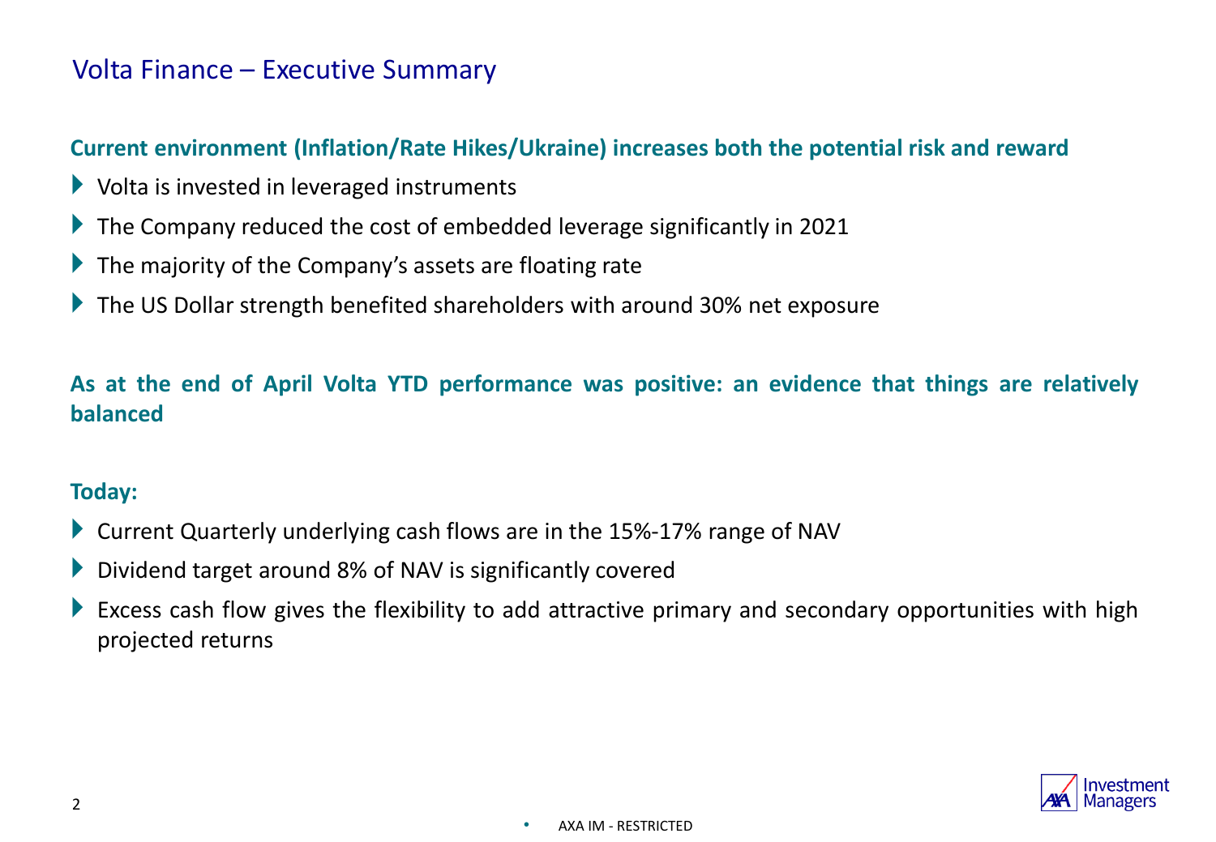# Volta Finance – Executive Summary

**Current environment (Inflation/Rate Hikes/Ukraine) increases both the potential risk and reward**

- Volta is invested in leveraged instruments
- The Company reduced the cost of embedded leverage significantly in 2021
- The majority of the Company's assets are floating rate
- The US Dollar strength benefited shareholders with around 30% net exposure

**As at the end of April Volta YTD performance was positive: an evidence that things are relatively balanced**

**Today:**

- Current Quarterly underlying cash flows are in the 15%-17% range of NAV
- Dividend target around 8% of NAV is significantly covered
- Excess cash flow gives the flexibility to add attractive primary and secondary opportunities with high projected returns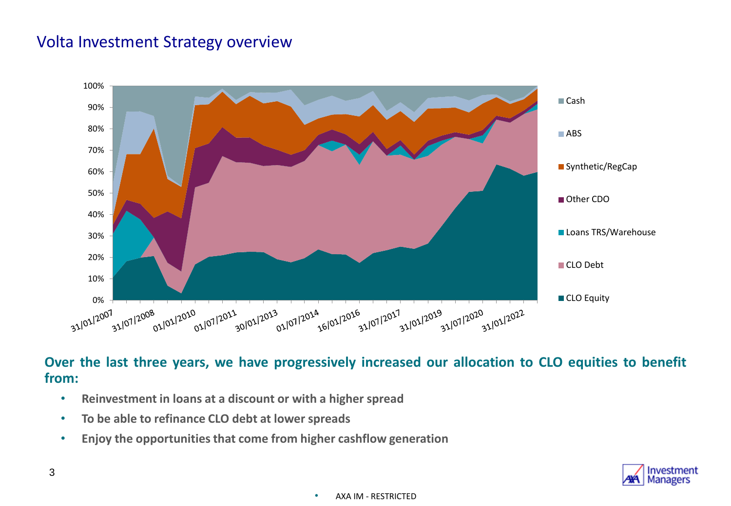## Volta Investment Strategy overview

**Over the last three years, we have progressively increased our allocation to CLO equities to benefit from:**

- **Reinvestment in loans at a discount or with a higher spread**
- **To be able to refinance CLO debt at lower spreads**
- **Enjoy the opportunities that come from higher cashflow generation**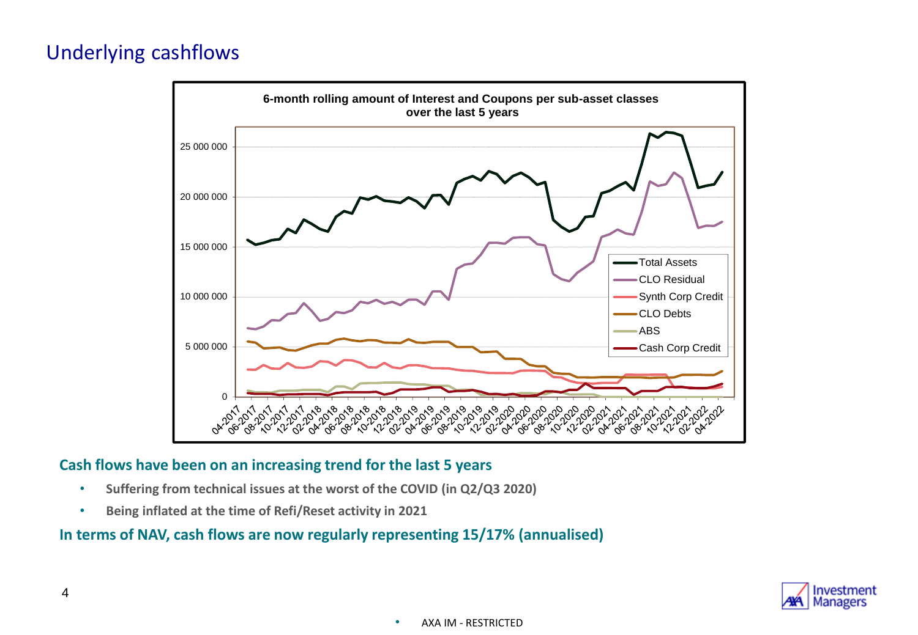# Underlying cashflows

**6-month rolling amount of Interest and Coupons per sub-asset classes over the last 5 years**

**Cash flows have been on an increasing trend for the last 5 years**

- **Suffering from technical issues at the worst of the COVID (in Q2/Q3 2020)**
- **Being inflated at the time of Refi/Reset activity in 2021**

**In terms of NAV, cash flows are now regularly representing 15/17% (annualised)**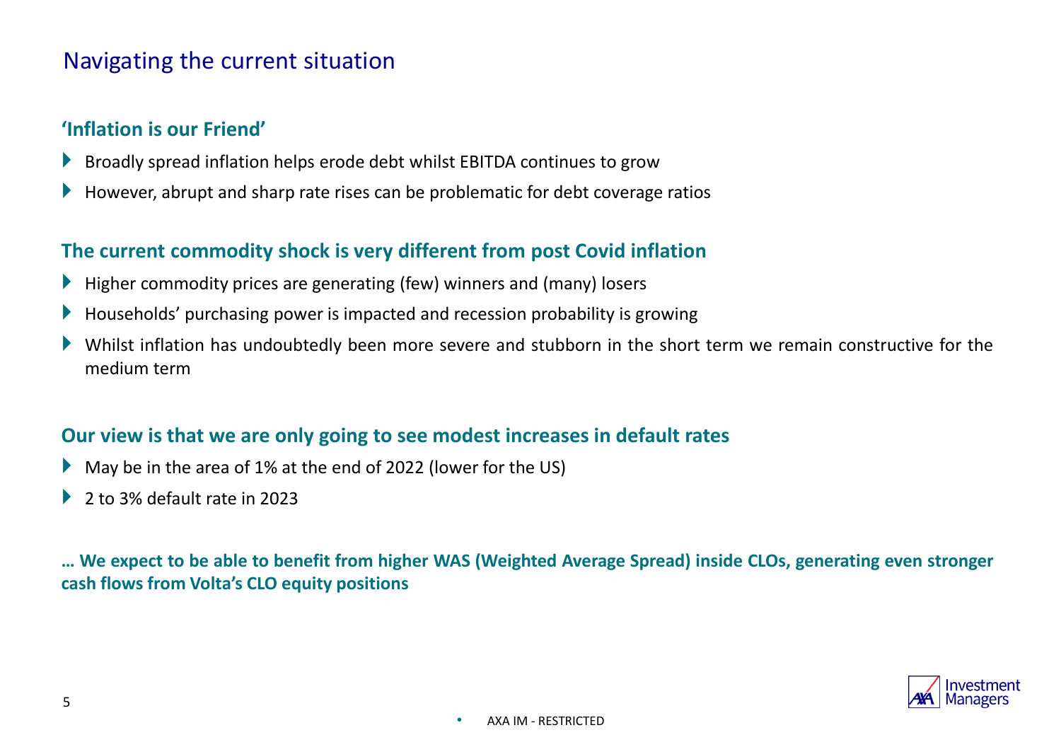# Navigating the current situation

### 'Inflation is our Friend'

- Broadly spread inflation helps erode debt whilst EBITDA continues to grow
- However, abrupt and sharp rate rises can be problematic for debt coverage ratios

### The current commodity shock is very different from post Covid inflation

- Higher commodity prices are generating (few) winners and (many) losers
- Households' purchasing power is impacted and recession probability is growing
- Whilst inflation has undoubtedly been more severe and stubborn in the short term we remain constructive for the medium term

### Our view is that we are only going to see modest increases in default rates

- May be in the area of 1% at the end of 2022 (lower for the US)
- 2 to 3% default rate in 2023

**… We expect to be able to benefit from higher WAS (Weighted Average Spread) inside CLOs, generating even stronger cash flows from Volta's CLO equity positions**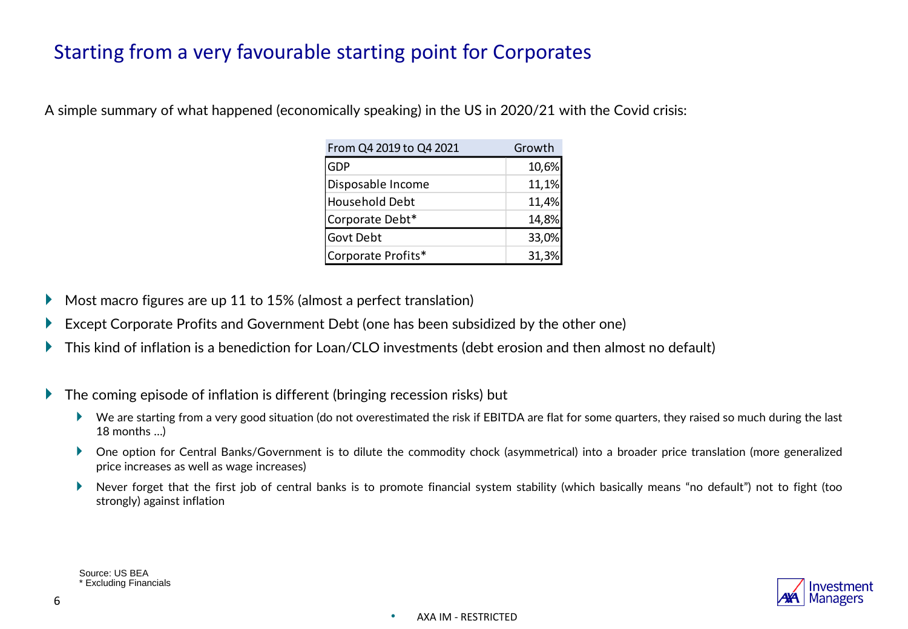# Starting from a very favourable starting point for Corporates

A simple summary of what happened (economically speaking) in the US in 2020/21 with the Covid crisis:

| From Q4 2019 to Q4 2021 | Growth |
|---|---|
| GDP | 10,6% |
| Disposable Income | 11,1% |
| Household Debt | 11,4% |
| Corporate Debt* | 14,8% |
| Govt Debt | 33,0% |
| Corporate Profits* | 31,3% |

- Most macro figures are up 11 to 15% (almost a perfect translation)
- Except Corporate Profits and Government Debt (one has been subsidized by the other one)
- This kind of inflation is a benediction for Loan/CLO investments (debt erosion and then almost no default)

- The coming episode of inflation is different (bringing recession risks) but
  - We are starting from a very good situation (do not overestimated the risk if EBITDA are flat for some quarters, they raised so much during the last 18 months …)
  - One option for Central Banks/Government is to dilute the commodity chock (asymmetrical) into a broader price translation (more generalized price increases as well as wage increases)
  - Never forget that the first job of central banks is to promote financial system stability (which basically means "no default") not to fight (too strongly) against inflation

Source: US BEA
* Excluding Financials

AXA IM - RESTRICTED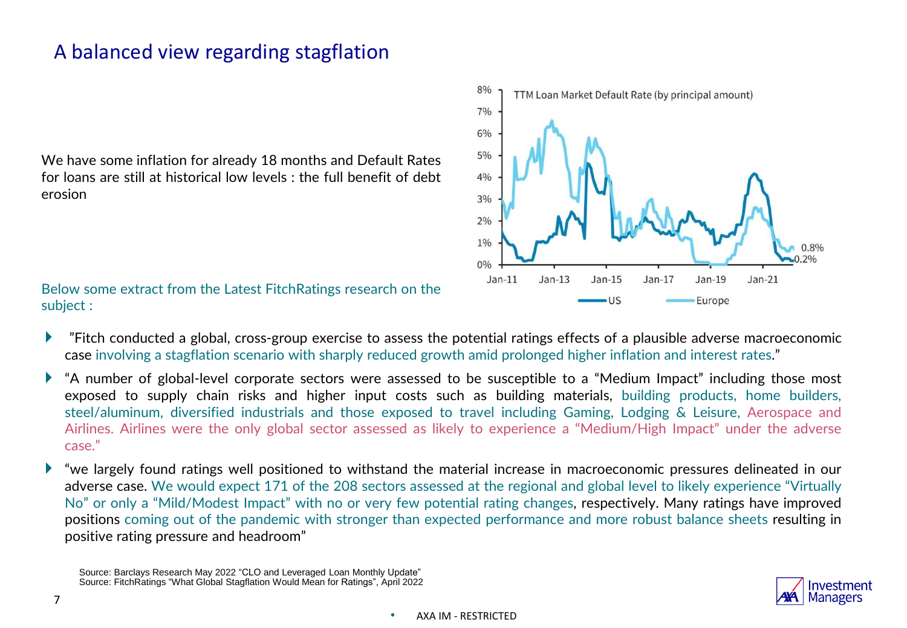# A balanced view regarding stagflation

We have some inflation for already 18 months and Default Rates for loans are still at historical low levels : the full benefit of debt erosion

TTM Loan Market Default Rate (by principal amount)

Below some extract from the Latest FitchRatings research on the subject :

- ”Fitch conducted a global, cross-group exercise to assess the potential ratings effects of a plausible adverse macroeconomic case involving a stagflation scenario with sharply reduced growth amid prolonged higher inflation and interest rates.”
- “A number of global-level corporate sectors were assessed to be susceptible to a “Medium Impact” including those most exposed to supply chain risks and higher input costs such as building materials, building products, home builders, steel/aluminum, diversified industrials and those exposed to travel including Gaming, Lodging & Leisure, Aerospace and Airlines. Airlines were the only global sector assessed as likely to experience a “Medium/High Impact” under the adverse case.”
- “we largely found ratings well positioned to withstand the material increase in macroeconomic pressures delineated in our adverse case. We would expect 171 of the 208 sectors assessed at the regional and global level to likely experience “Virtually No” or only a “Mild/Modest Impact” with no or very few potential rating changes, respectively. Many ratings have improved positions coming out of the pandemic with stronger than expected performance and more robust balance sheets resulting in positive rating pressure and headroom”

Source: Barclays Research May 2022 “CLO and Leveraged Loan Monthly Update”
Source: FitchRatings “What Global Stagflation Would Mean for Ratings”, April 2022

AXA IM - RESTRICTED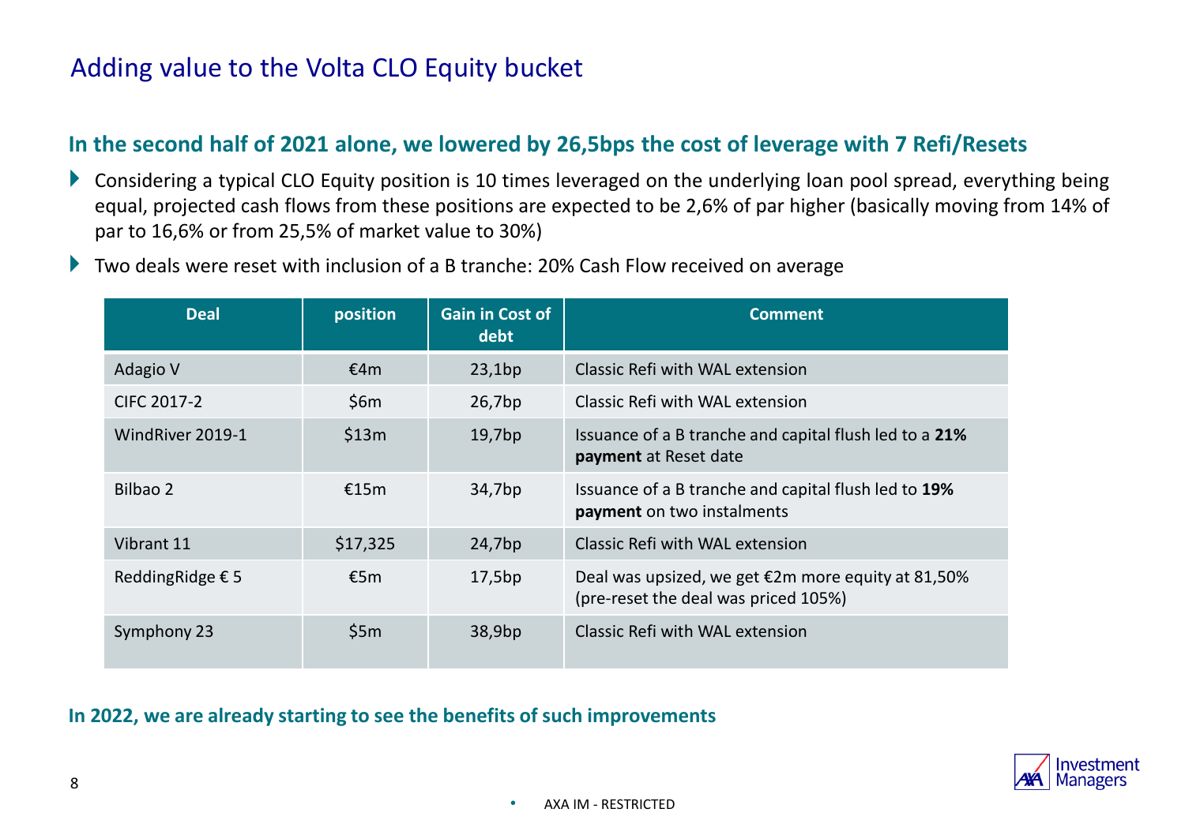# Adding value to the Volta CLO Equity bucket

## In the second half of 2021 alone, we lowered by 26,5bps the cost of leverage with 7 Refi/Resets

- Considering a typical CLO Equity position is 10 times leveraged on the underlying loan pool spread, everything being equal, projected cash flows from these positions are expected to be 2,6% of par higher (basically moving from 14% of par to 16,6% or from 25,5% of market value to 30%)
- Two deals were reset with inclusion of a B tranche: 20% Cash Flow received on average

| Deal | position | Gain in Cost of debt | Comment |
| --- | --- | --- | --- |
| Adagio V | €4m | 23,1bp | Classic Refi with WAL extension |
| CIFC 2017-2 | $6m | 26,7bp | Classic Refi with WAL extension |
| WindRiver 2019-1 | $13m | 19,7bp | Issuance of a B tranche and capital flush led to a **21% payment** at Reset date |
| Bilbao 2 | €15m | 34,7bp | Issuance of a B tranche and capital flush led to **19% payment** on two instalments |
| Vibrant 11 | $17,325 | 24,7bp | Classic Refi with WAL extension |
| ReddingRidge € 5 | €5m | 17,5bp | Deal was upsized, we get €2m more equity at 81,50% (pre-reset the deal was priced 105%) |
| Symphony 23 | $5m | 38,9bp | Classic Refi with WAL extension |

**In 2022, we are already starting to see the benefits of such improvements**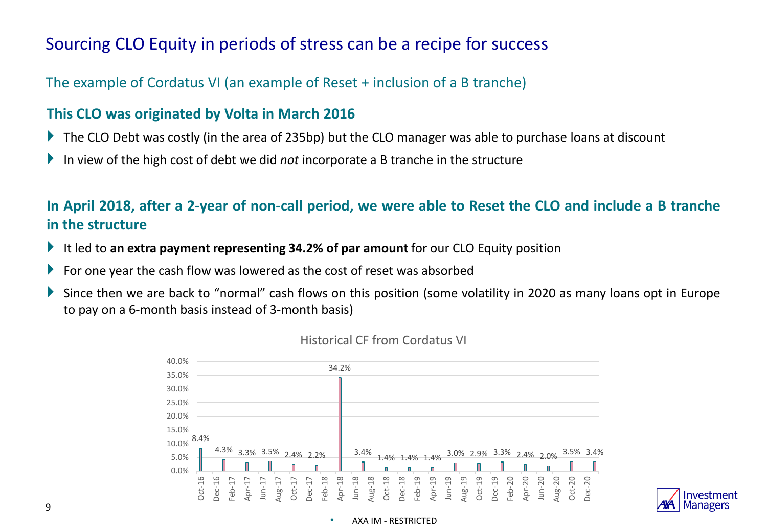# Sourcing CLO Equity in periods of stress can be a recipe for success

## The example of Cordatus VI (an example of Reset + inclusion of a B tranche)

### This CLO was originated by Volta in March 2016

- The CLO Debt was costly (in the area of 235bp) but the CLO manager was able to purchase loans at discount
- In view of the high cost of debt we did *not* incorporate a B tranche in the structure

### In April 2018, after a 2-year of non-call period, we were able to Reset the CLO and include a B tranche in the structure

- It led to **an extra payment representing 34.2% of par amount** for our CLO Equity position
- For one year the cash flow was lowered as the cost of reset was absorbed
- Since then we are back to "normal" cash flows on this position (some volatility in 2020 as many loans opt in Europe to pay on a 6-month basis instead of 3-month basis)

**Historical CF from Cordatus VI**

| Date | CF |
|---|---|
| Oct-16 | 8.4% |
| Dec-16 | 4.3% |
| Apr-17 | 3.3% |
| Jun-17 | 3.5% |
| Oct-17 | 2.4% |
| Dec-17 | 2.2% |
| Apr-18 | 34.2% |
| Jun-18 | 3.4% |
| Oct-18 | 1.4% |
| Dec-18 | 1.4% |
| Apr-19 | 1.4% |
| Jun-19 | 3.0% |
| Oct-19 | 2.9% |
| Dec-19 | 3.3% |
| Apr-20 | 2.4% |
| Jun-20 | 2.0% |
| Oct-20 | 3.5% |
| Dec-20 | 3.4% |

AXA IM - RESTRICTED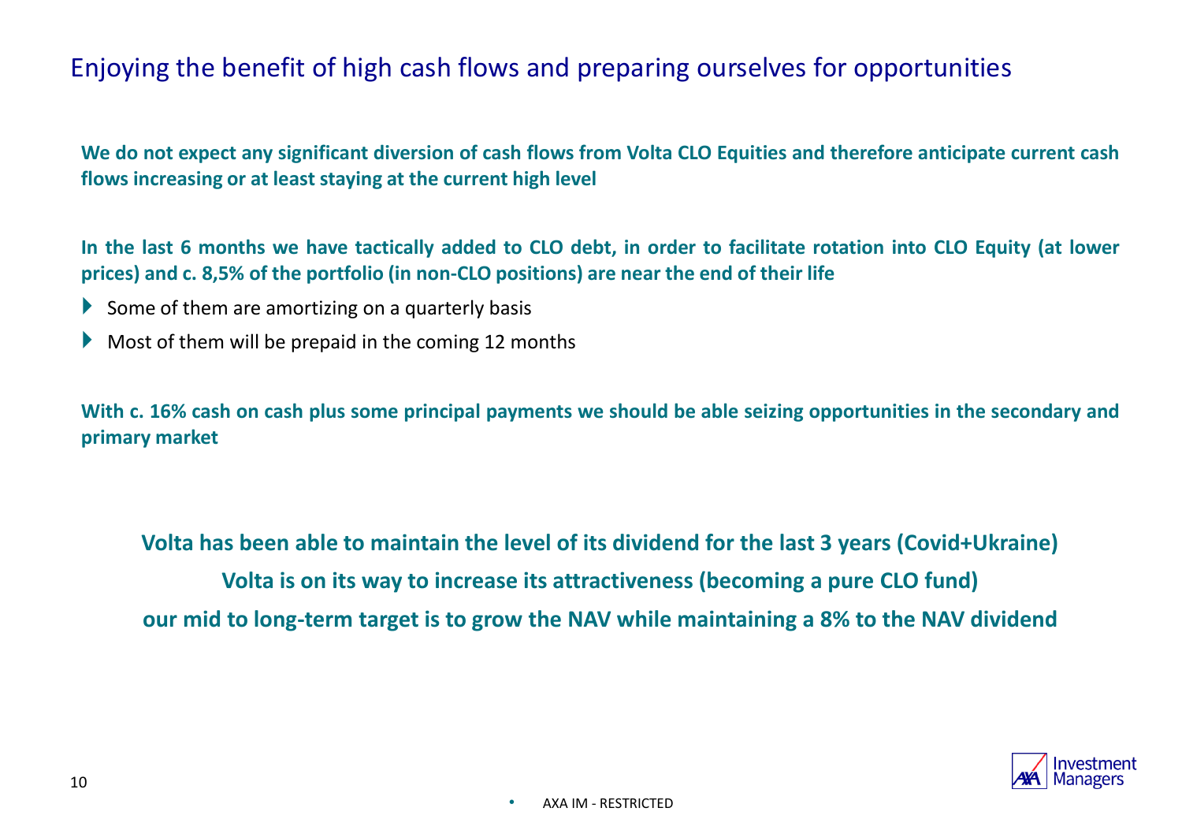# Enjoying the benefit of high cash flows and preparing ourselves for opportunities

**We do not expect any significant diversion of cash flows from Volta CLO Equities and therefore anticipate current cash flows increasing or at least staying at the current high level**

**In the last 6 months we have tactically added to CLO debt, in order to facilitate rotation into CLO Equity (at lower prices) and c. 8,5% of the portfolio (in non-CLO positions) are near the end of their life**

- Some of them are amortizing on a quarterly basis
- Most of them will be prepaid in the coming 12 months

**With c. 16% cash on cash plus some principal payments we should be able seizing opportunities in the secondary and primary market**

**Volta has been able to maintain the level of its dividend for the last 3 years (Covid+Ukraine)**

**Volta is on its way to increase its attractiveness (becoming a pure CLO fund)**

**our mid to long-term target is to grow the NAV while maintaining a 8% to the NAV dividend**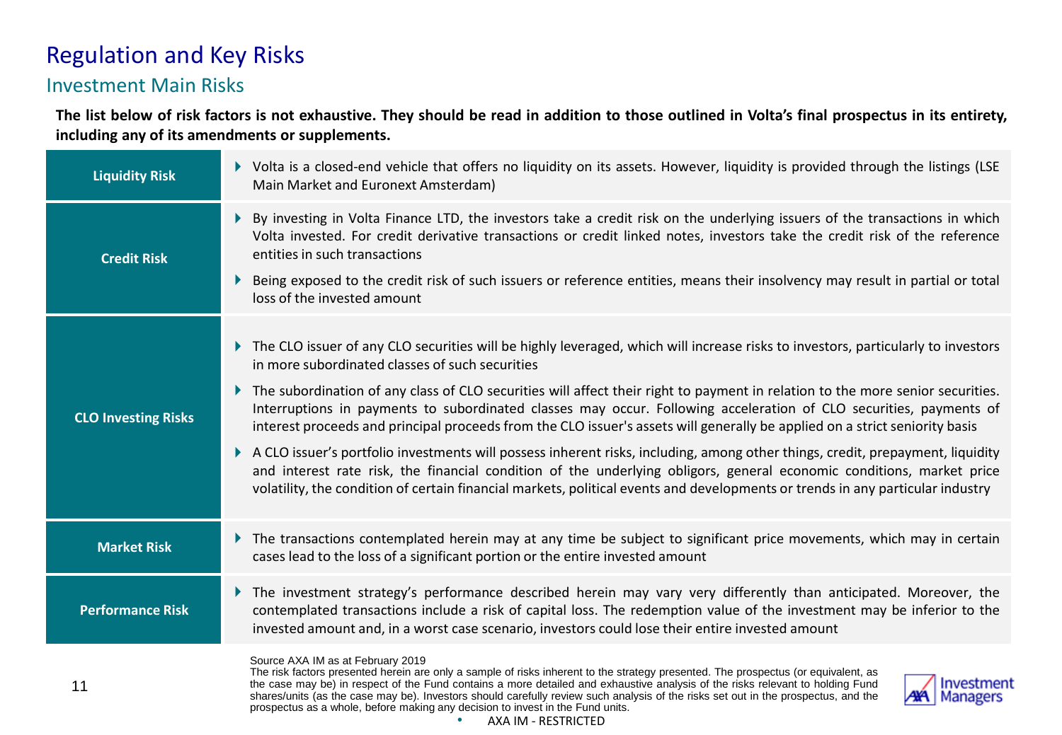# Regulation and Key Risks

## Investment Main Risks

**The list below of risk factors is not exhaustive. They should be read in addition to those outlined in Volta's final prospectus in its entirety, including any of its amendments or supplements.**

| Risk | Description |
| --- | --- |
| **Liquidity Risk** | Volta is a closed-end vehicle that offers no liquidity on its assets. However, liquidity is provided through the listings (LSE Main Market and Euronext Amsterdam) |
| **Credit Risk** | By investing in Volta Finance LTD, the investors take a credit risk on the underlying issuers of the transactions in which Volta invested. For credit derivative transactions or credit linked notes, investors take the credit risk of the reference entities in such transactions<br>Being exposed to the credit risk of such issuers or reference entities, means their insolvency may result in partial or total loss of the invested amount |
| **CLO Investing Risks** | The CLO issuer of any CLO securities will be highly leveraged, which will increase risks to investors, particularly to investors in more subordinated classes of such securities<br>The subordination of any class of CLO securities will affect their right to payment in relation to the more senior securities. Interruptions in payments to subordinated classes may occur. Following acceleration of CLO securities, payments of interest proceeds and principal proceeds from the CLO issuer's assets will generally be applied on a strict seniority basis<br>A CLO issuer's portfolio investments will possess inherent risks, including, among other things, credit, prepayment, liquidity and interest rate risk, the financial condition of the underlying obligors, general economic conditions, market price volatility, the condition of certain financial markets, political events and developments or trends in any particular industry |
| **Market Risk** | The transactions contemplated herein may at any time be subject to significant price movements, which may in certain cases lead to the loss of a significant portion or the entire invested amount |
| **Performance Risk** | The investment strategy's performance described herein may vary very differently than anticipated. Moreover, the contemplated transactions include a risk of capital loss. The redemption value of the investment may be inferior to the invested amount and, in a worst case scenario, investors could lose their entire invested amount |

Source AXA IM as at February 2019

The risk factors presented herein are only a sample of risks inherent to the strategy presented. The prospectus (or equivalent, as the case may be) in respect of the Fund contains a more detailed and exhaustive analysis of the risks relevant to holding Fund shares/units (as the case may be). Investors should carefully review such analysis of the risks set out in the prospectus, and the prospectus as a whole, before making any decision to invest in the Fund units.

AXA IM - RESTRICTED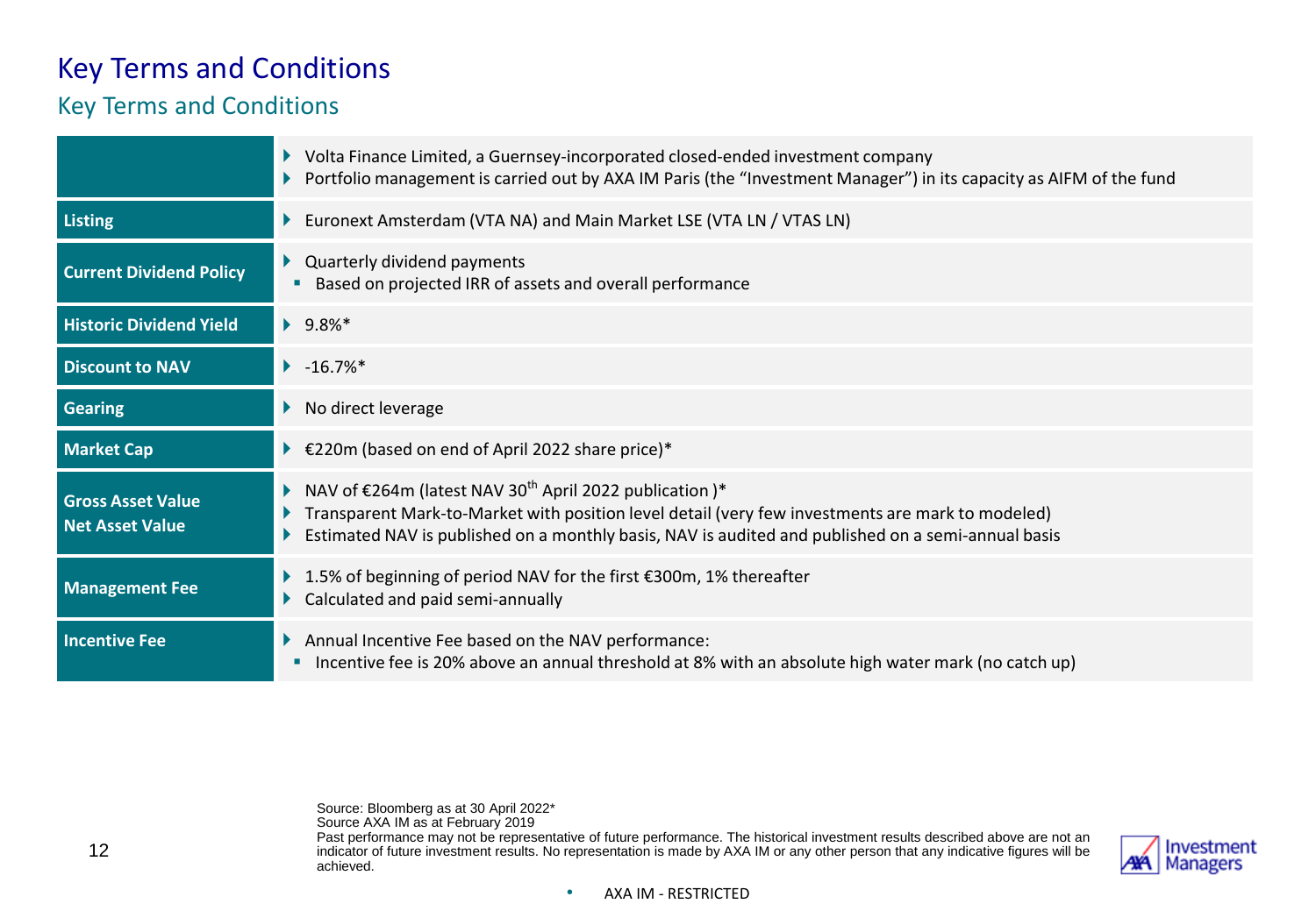# Key Terms and Conditions

## Key Terms and Conditions

| | |
|---|---|
| | ▸ Volta Finance Limited, a Guernsey-incorporated closed-ended investment company<br>▸ Portfolio management is carried out by AXA IM Paris (the "Investment Manager") in its capacity as AIFM of the fund |
| **Listing** | ▸ Euronext Amsterdam (VTA NA) and Main Market LSE (VTA LN / VTAS LN) |
| **Current Dividend Policy** | ▸ Quarterly dividend payments<br>▪ Based on projected IRR of assets and overall performance |
| **Historic Dividend Yield** | ▸ 9.8%* |
| **Discount to NAV** | ▸ -16.7%* |
| **Gearing** | ▸ No direct leverage |
| **Market Cap** | ▸ €220m (based on end of April 2022 share price)* |
| **Gross Asset Value**<br>**Net Asset Value** | ▸ NAV of €264m (latest NAV 30th April 2022 publication )*<br>▸ Transparent Mark-to-Market with position level detail (very few investments are mark to modeled)<br>▸ Estimated NAV is published on a monthly basis, NAV is audited and published on a semi-annual basis |
| **Management Fee** | ▸ 1.5% of beginning of period NAV for the first €300m, 1% thereafter<br>▸ Calculated and paid semi-annually |
| **Incentive Fee** | ▸ Annual Incentive Fee based on the NAV performance:<br>▪ Incentive fee is 20% above an annual threshold at 8% with an absolute high water mark (no catch up) |

Source: Bloomberg as at 30 April 2022*
Source AXA IM as at February 2019
Past performance may not be representative of future performance. The historical investment results described above are not an indicator of future investment results. No representation is made by AXA IM or any other person that any indicative figures will be achieved.

AXA IM - RESTRICTED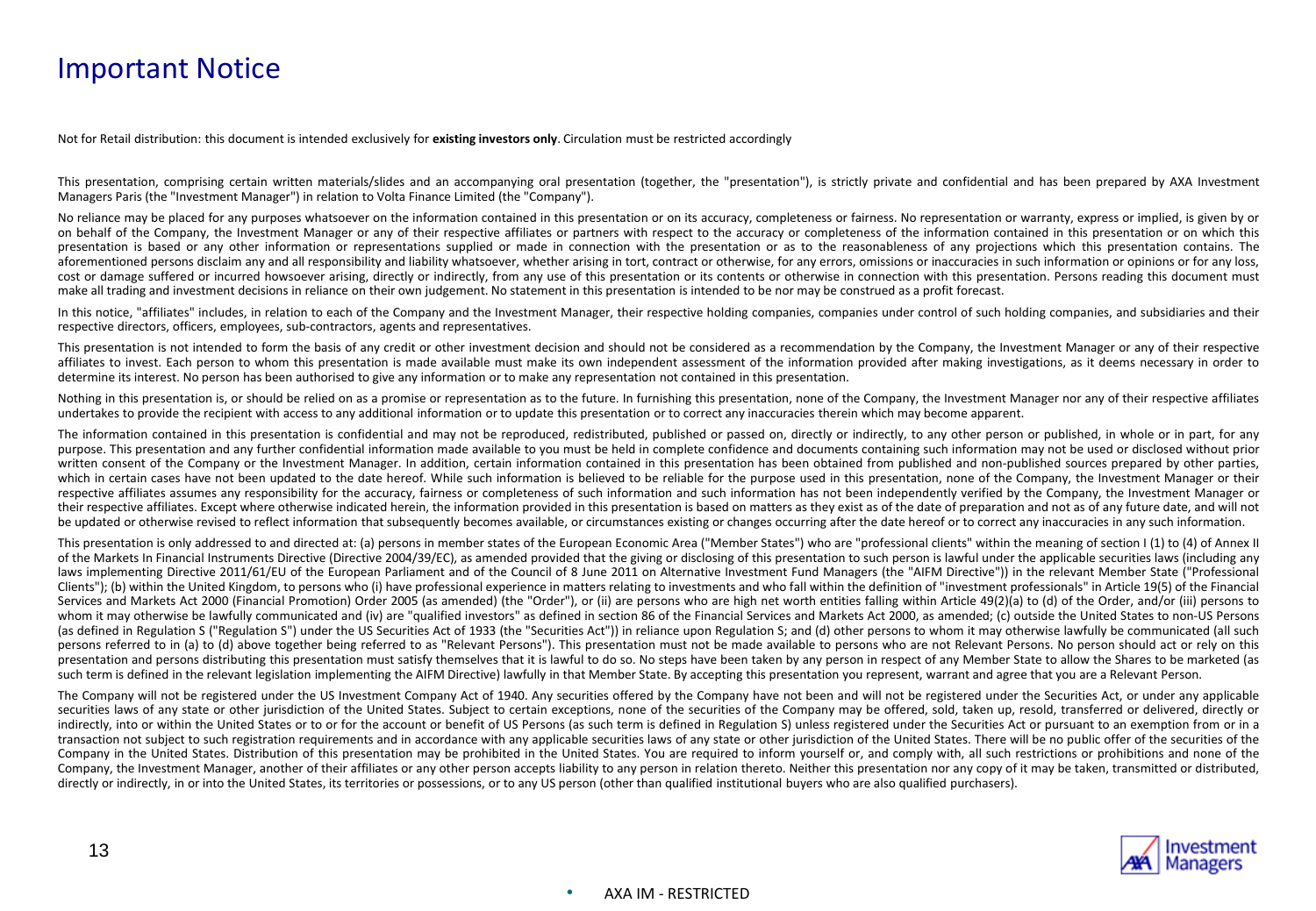# Important Notice

Not for Retail distribution: this document is intended exclusively for **existing investors only**. Circulation must be restricted accordingly

This presentation, comprising certain written materials/slides and an accompanying oral presentation (together, the "presentation"), is strictly private and confidential and has been prepared by AXA Investment Managers Paris (the "Investment Manager") in relation to Volta Finance Limited (the "Company").

No reliance may be placed for any purposes whatsoever on the information contained in this presentation or on its accuracy, completeness or fairness. No representation or warranty, express or implied, is given by or on behalf of the Company, the Investment Manager or any of their respective affiliates or partners with respect to the accuracy or completeness of the information contained in this presentation or on which this presentation is based or any other information or representations supplied or made in connection with the presentation or as to the reasonableness of any projections which this presentation contains. The aforementioned persons disclaim any and all responsibility and liability whatsoever, whether arising in tort, contract or otherwise, for any errors, omissions or inaccuracies in such information or opinions or for any loss, cost or damage suffered or incurred howsoever arising, directly or indirectly, from any use of this presentation or its contents or otherwise in connection with this presentation. Persons reading this document must make all trading and investment decisions in reliance on their own judgement. No statement in this presentation is intended to be nor may be construed as a profit forecast.

In this notice, "affiliates" includes, in relation to each of the Company and the Investment Manager, their respective holding companies, companies under control of such holding companies, and subsidiaries and their respective directors, officers, employees, sub-contractors, agents and representatives.

This presentation is not intended to form the basis of any credit or other investment decision and should not be considered as a recommendation by the Company, the Investment Manager or any of their respective affiliates to invest. Each person to whom this presentation is made available must make its own independent assessment of the information provided after making investigations, as it deems necessary in order to determine its interest. No person has been authorised to give any information or to make any representation not contained in this presentation.

Nothing in this presentation is, or should be relied on as a promise or representation as to the future. In furnishing this presentation, none of the Company, the Investment Manager nor any of their respective affiliates undertakes to provide the recipient with access to any additional information or to update this presentation or to correct any inaccuracies therein which may become apparent.

The information contained in this presentation is confidential and may not be reproduced, redistributed, published or passed on, directly or indirectly, to any other person or published, in whole or in part, for any purpose. This presentation and any further confidential information made available to you must be held in complete confidence and documents containing such information may not be used or disclosed without prior written consent of the Company or the Investment Manager. In addition, certain information contained in this presentation has been obtained from published and non-published sources prepared by other parties, which in certain cases have not been updated to the date hereof. While such information is believed to be reliable for the purpose used in this presentation, none of the Company, the Investment Manager or their respective affiliates assumes any responsibility for the accuracy, fairness or completeness of such information and such information has not been independently verified by the Company, the Investment Manager or their respective affiliates. Except where otherwise indicated herein, the information provided in this presentation is based on matters as they exist as of the date of preparation and not as of any future date, and will not be updated or otherwise revised to reflect information that subsequently becomes available, or circumstances existing or changes occurring after the date hereof or to correct any inaccuracies in any such information.

This presentation is only addressed to and directed at: (a) persons in member states of the European Economic Area ("Member States") who are "professional clients" within the meaning of section I (1) to (4) of Annex II of the Markets In Financial Instruments Directive (Directive 2004/39/EC), as amended provided that the giving or disclosing of this presentation to such person is lawful under the applicable securities laws (including any laws implementing Directive 2011/61/EU of the European Parliament and of the Council of 8 June 2011 on Alternative Investment Fund Managers (the "AIFM Directive")) in the relevant Member State ("Professional Clients"); (b) within the United Kingdom, to persons who (i) have professional experience in matters relating to investments and who fall within the definition of "investment professionals" in Article 19(5) of the Financial Services and Markets Act 2000 (Financial Promotion) Order 2005 (as amended) (the "Order"), or (ii) are persons who are high net worth entities falling within Article 49(2)(a) to (d) of the Order, and/or (iii) persons to whom it may otherwise be lawfully communicated and (iv) are "qualified investors" as defined in section 86 of the Financial Services and Markets Act 2000, as amended; (c) outside the United States to non-US Persons (as defined in Regulation S ("Regulation S") under the US Securities Act of 1933 (the "Securities Act")) in reliance upon Regulation S; and (d) other persons to whom it may otherwise lawfully be communicated (all such persons referred to in (a) to (d) above together being referred to as "Relevant Persons"). This presentation must not be made available to persons who are not Relevant Persons. No person should act or rely on this presentation and persons distributing this presentation must satisfy themselves that it is lawful to do so. No steps have been taken by any person in respect of any Member State to allow the Shares to be marketed (as such term is defined in the relevant legislation implementing the AIFM Directive) lawfully in that Member State. By accepting this presentation you represent, warrant and agree that you are a Relevant Person.

The Company will not be registered under the US Investment Company Act of 1940. Any securities offered by the Company have not been and will not be registered under the Securities Act, or under any applicable securities laws of any state or other jurisdiction of the United States. Subject to certain exceptions, none of the securities of the Company may be offered, sold, taken up, resold, transferred or delivered, directly or indirectly, into or within the United States or to or for the account or benefit of US Persons (as such term is defined in Regulation S) unless registered under the Securities Act or pursuant to an exemption from or in a transaction not subject to such registration requirements and in accordance with any applicable securities laws of any state or other jurisdiction of the United States. There will be no public offer of the securities of the Company in the United States. Distribution of this presentation may be prohibited in the United States. You are required to inform yourself or, and comply with, all such restrictions or prohibitions and none of the Company, the Investment Manager, another of their affiliates or any other person accepts liability to any person in relation thereto. Neither this presentation nor any copy of it may be taken, transmitted or distributed, directly or indirectly, in or into the United States, its territories or possessions, or to any US person (other than qualified institutional buyers who are also qualified purchasers).